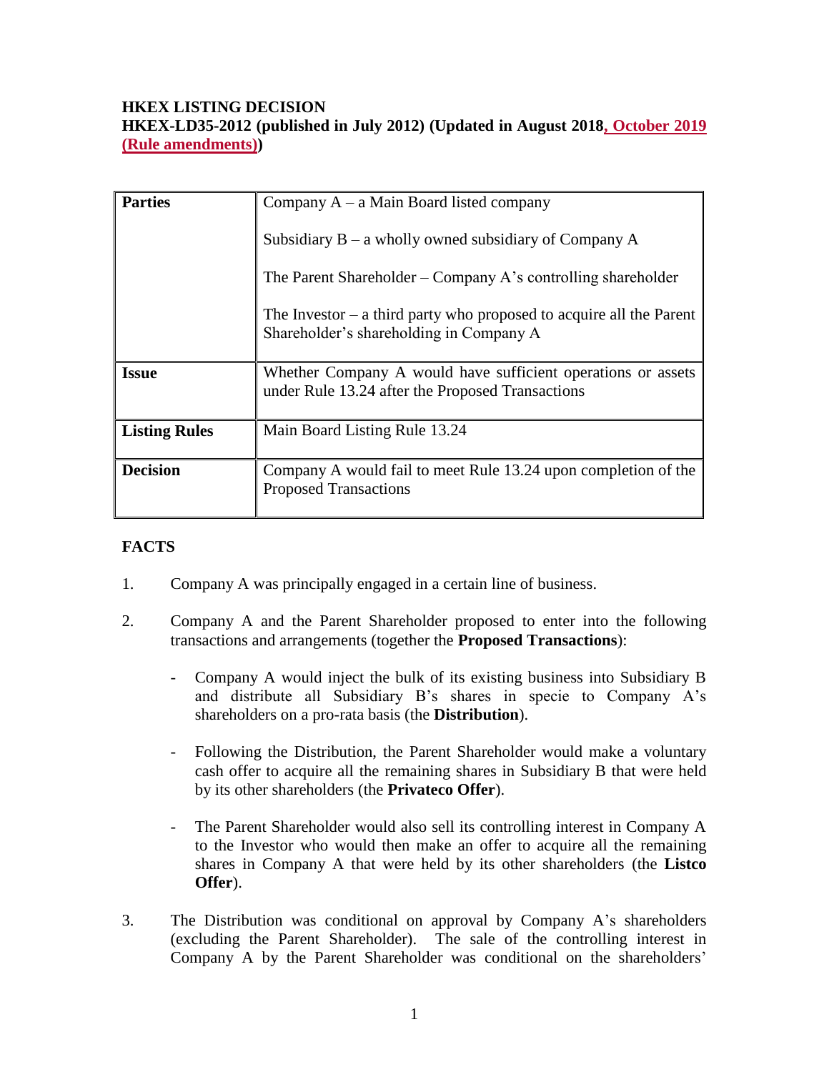**HKEX LISTING DECISION**
**HKEX-LD35-2012 (published in July 2012) (Updated in August 2018, October 2019 (Rule amendments))**

| **Parties** | Company A – a Main Board listed company<br><br>Subsidiary B – a wholly owned subsidiary of Company A<br><br>The Parent Shareholder – Company A's controlling shareholder<br><br>The Investor – a third party who proposed to acquire all the Parent Shareholder's shareholding in Company A |
|---|---|
| **Issue** | Whether Company A would have sufficient operations or assets under Rule 13.24 after the Proposed Transactions |
| **Listing Rules** | Main Board Listing Rule 13.24 |
| **Decision** | Company A would fail to meet Rule 13.24 upon completion of the Proposed Transactions |

**FACTS**

1. Company A was principally engaged in a certain line of business.

2. Company A and the Parent Shareholder proposed to enter into the following transactions and arrangements (together the **Proposed Transactions**):

   - Company A would inject the bulk of its existing business into Subsidiary B and distribute all Subsidiary B's shares in specie to Company A's shareholders on a pro-rata basis (the **Distribution**).

   - Following the Distribution, the Parent Shareholder would make a voluntary cash offer to acquire all the remaining shares in Subsidiary B that were held by its other shareholders (the **Privateco Offer**).

   - The Parent Shareholder would also sell its controlling interest in Company A to the Investor who would then make an offer to acquire all the remaining shares in Company A that were held by its other shareholders (the **Listco Offer**).

3. The Distribution was conditional on approval by Company A's shareholders (excluding the Parent Shareholder). The sale of the controlling interest in Company A by the Parent Shareholder was conditional on the shareholders'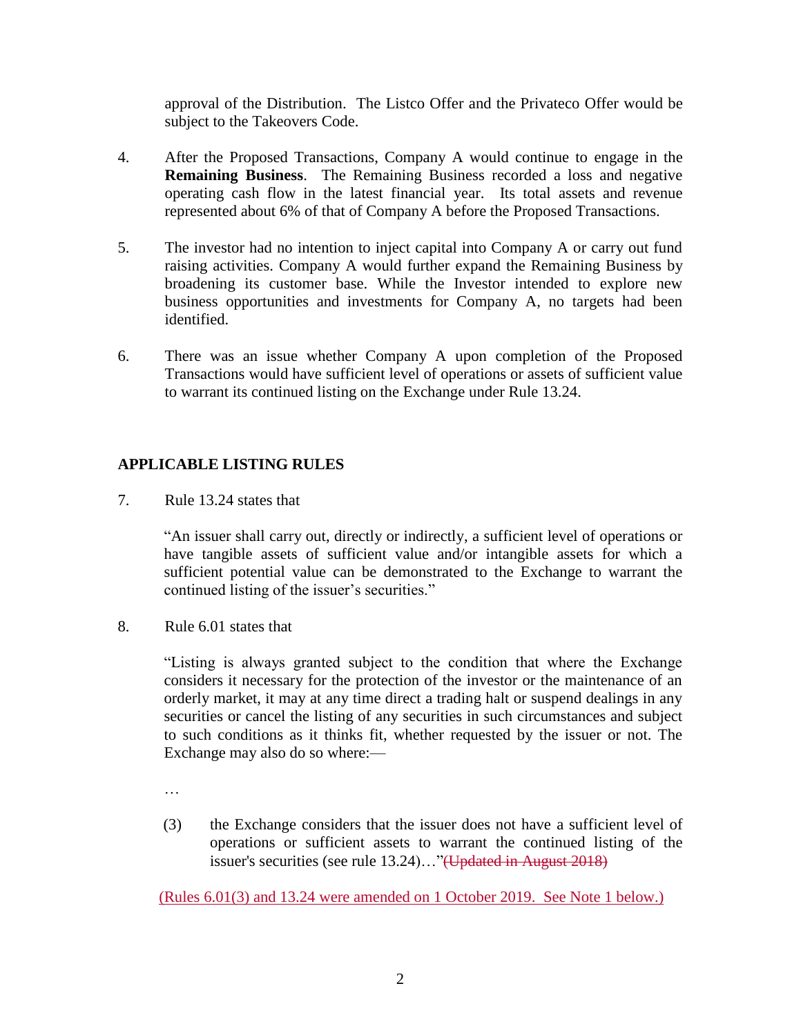approval of the Distribution. The Listco Offer and the Privateco Offer would be subject to the Takeovers Code.

4. After the Proposed Transactions, Company A would continue to engage in the **Remaining Business**. The Remaining Business recorded a loss and negative operating cash flow in the latest financial year. Its total assets and revenue represented about 6% of that of Company A before the Proposed Transactions.

5. The investor had no intention to inject capital into Company A or carry out fund raising activities. Company A would further expand the Remaining Business by broadening its customer base. While the Investor intended to explore new business opportunities and investments for Company A, no targets had been identified.

6. There was an issue whether Company A upon completion of the Proposed Transactions would have sufficient level of operations or assets of sufficient value to warrant its continued listing on the Exchange under Rule 13.24.

## APPLICABLE LISTING RULES

7. Rule 13.24 states that

   "An issuer shall carry out, directly or indirectly, a sufficient level of operations or have tangible assets of sufficient value and/or intangible assets for which a sufficient potential value can be demonstrated to the Exchange to warrant the continued listing of the issuer's securities."

8. Rule 6.01 states that

   "Listing is always granted subject to the condition that where the Exchange considers it necessary for the protection of the investor or the maintenance of an orderly market, it may at any time direct a trading halt or suspend dealings in any securities or cancel the listing of any securities in such circumstances and subject to such conditions as it thinks fit, whether requested by the issuer or not. The Exchange may also do so where:—

   …

   (3) the Exchange considers that the issuer does not have a sufficient level of operations or sufficient assets to warrant the continued listing of the issuer's securities (see rule 13.24)…"~~(Updated in August 2018)~~

(Rules 6.01(3) and 13.24 were amended on 1 October 2019. See Note 1 below.)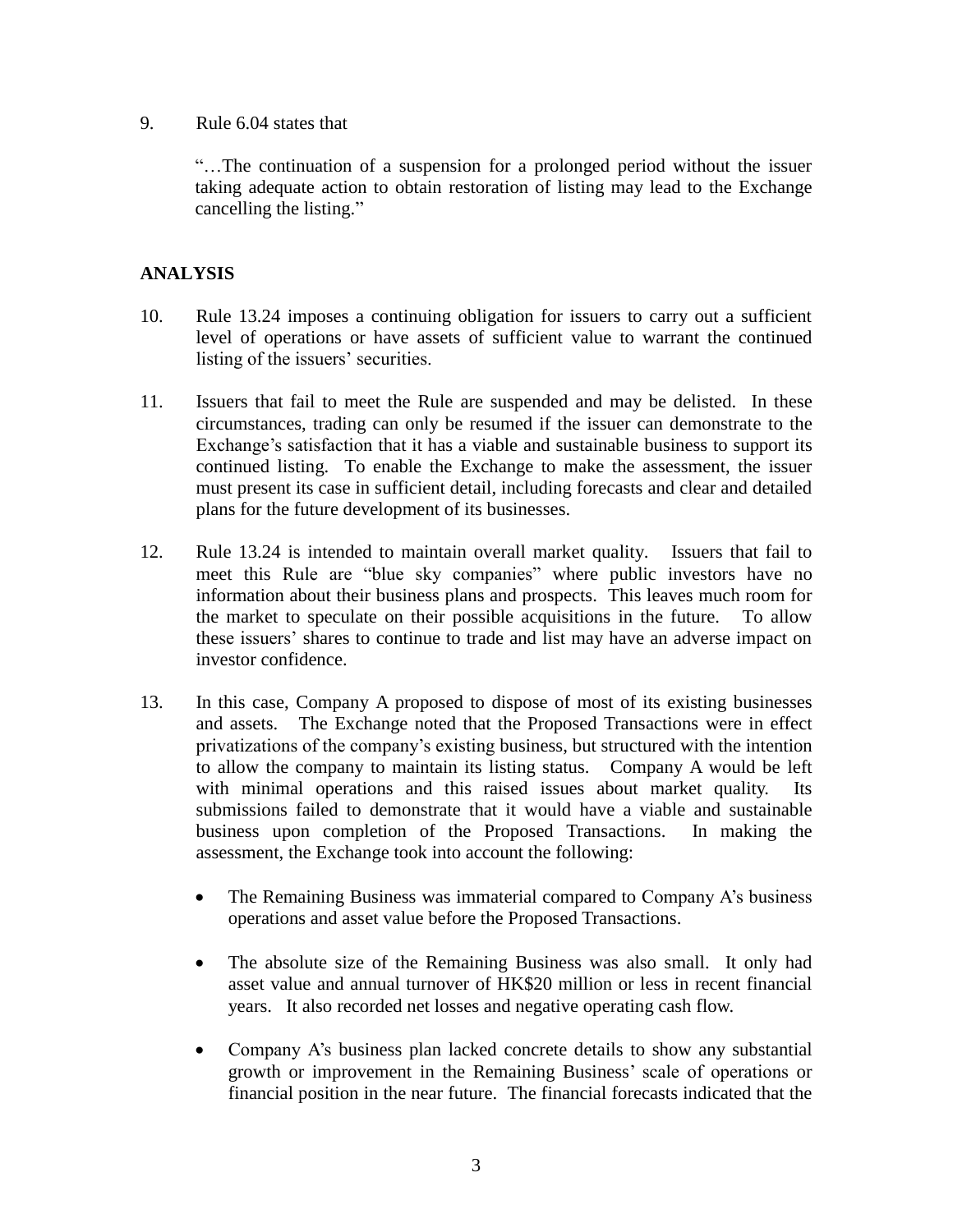9. Rule 6.04 states that

   "…The continuation of a suspension for a prolonged period without the issuer taking adequate action to obtain restoration of listing may lead to the Exchange cancelling the listing."

## ANALYSIS

10. Rule 13.24 imposes a continuing obligation for issuers to carry out a sufficient level of operations or have assets of sufficient value to warrant the continued listing of the issuers' securities.

11. Issuers that fail to meet the Rule are suspended and may be delisted. In these circumstances, trading can only be resumed if the issuer can demonstrate to the Exchange's satisfaction that it has a viable and sustainable business to support its continued listing. To enable the Exchange to make the assessment, the issuer must present its case in sufficient detail, including forecasts and clear and detailed plans for the future development of its businesses.

12. Rule 13.24 is intended to maintain overall market quality. Issuers that fail to meet this Rule are "blue sky companies" where public investors have no information about their business plans and prospects. This leaves much room for the market to speculate on their possible acquisitions in the future. To allow these issuers' shares to continue to trade and list may have an adverse impact on investor confidence.

13. In this case, Company A proposed to dispose of most of its existing businesses and assets. The Exchange noted that the Proposed Transactions were in effect privatizations of the company's existing business, but structured with the intention to allow the company to maintain its listing status. Company A would be left with minimal operations and this raised issues about market quality. Its submissions failed to demonstrate that it would have a viable and sustainable business upon completion of the Proposed Transactions. In making the assessment, the Exchange took into account the following:

    - The Remaining Business was immaterial compared to Company A's business operations and asset value before the Proposed Transactions.

    - The absolute size of the Remaining Business was also small. It only had asset value and annual turnover of HK$20 million or less in recent financial years. It also recorded net losses and negative operating cash flow.

    - Company A's business plan lacked concrete details to show any substantial growth or improvement in the Remaining Business' scale of operations or financial position in the near future. The financial forecasts indicated that the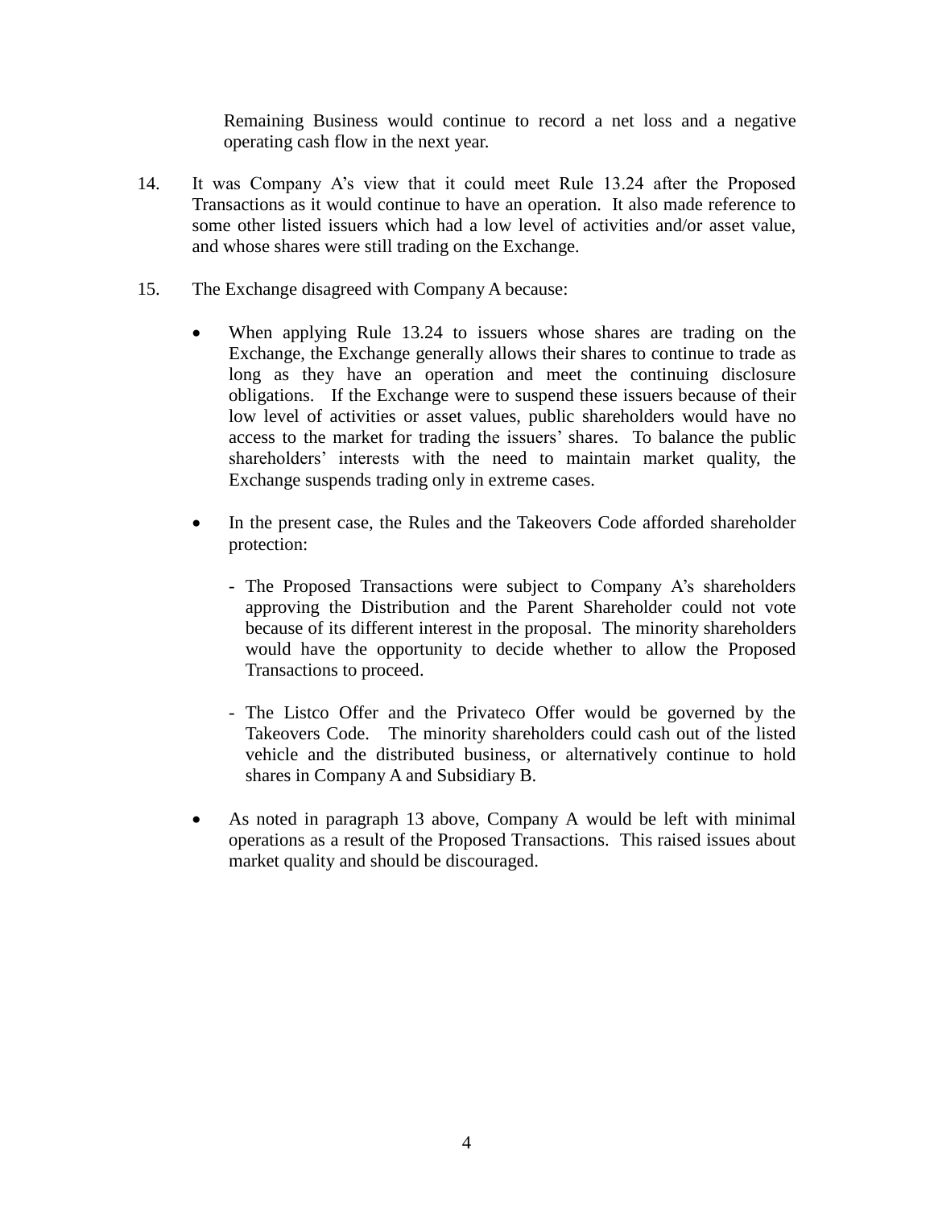Remaining Business would continue to record a net loss and a negative operating cash flow in the next year.

14. It was Company A's view that it could meet Rule 13.24 after the Proposed Transactions as it would continue to have an operation. It also made reference to some other listed issuers which had a low level of activities and/or asset value, and whose shares were still trading on the Exchange.

15. The Exchange disagreed with Company A because:

    - When applying Rule 13.24 to issuers whose shares are trading on the Exchange, the Exchange generally allows their shares to continue to trade as long as they have an operation and meet the continuing disclosure obligations. If the Exchange were to suspend these issuers because of their low level of activities or asset values, public shareholders would have no access to the market for trading the issuers' shares. To balance the public shareholders' interests with the need to maintain market quality, the Exchange suspends trading only in extreme cases.

    - In the present case, the Rules and the Takeovers Code afforded shareholder protection:

        - The Proposed Transactions were subject to Company A's shareholders approving the Distribution and the Parent Shareholder could not vote because of its different interest in the proposal. The minority shareholders would have the opportunity to decide whether to allow the Proposed Transactions to proceed.

        - The Listco Offer and the Privateco Offer would be governed by the Takeovers Code. The minority shareholders could cash out of the listed vehicle and the distributed business, or alternatively continue to hold shares in Company A and Subsidiary B.

    - As noted in paragraph 13 above, Company A would be left with minimal operations as a result of the Proposed Transactions. This raised issues about market quality and should be discouraged.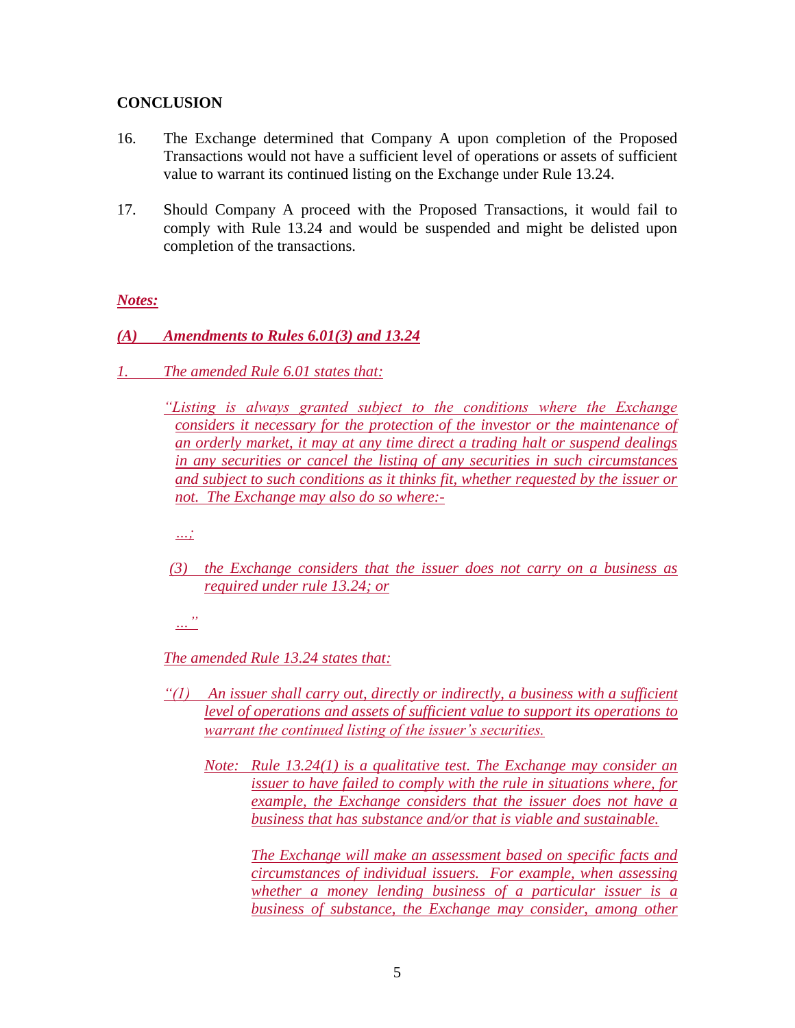**CONCLUSION**

16. The Exchange determined that Company A upon completion of the Proposed Transactions would not have a sufficient level of operations or assets of sufficient value to warrant its continued listing on the Exchange under Rule 13.24.

17. Should Company A proceed with the Proposed Transactions, it would fail to comply with Rule 13.24 and would be suspended and might be delisted upon completion of the transactions.

***Notes:***

***(A) Amendments to Rules 6.01(3) and 13.24***

*1. The amended Rule 6.01 states that:*

*"Listing is always granted subject to the conditions where the Exchange considers it necessary for the protection of the investor or the maintenance of an orderly market, it may at any time direct a trading halt or suspend dealings in any securities or cancel the listing of any securities in such circumstances and subject to such conditions as it thinks fit, whether requested by the issuer or not. The Exchange may also do so where:-*

*...;*

*(3) the Exchange considers that the issuer does not carry on a business as required under rule 13.24; or*

*..."*

*The amended Rule 13.24 states that:*

*"(1) An issuer shall carry out, directly or indirectly, a business with a sufficient level of operations and assets of sufficient value to support its operations to warrant the continued listing of the issuer's securities.*

*Note: Rule 13.24(1) is a qualitative test. The Exchange may consider an issuer to have failed to comply with the rule in situations where, for example, the Exchange considers that the issuer does not have a business that has substance and/or that is viable and sustainable.*

*The Exchange will make an assessment based on specific facts and circumstances of individual issuers. For example, when assessing whether a money lending business of a particular issuer is a business of substance, the Exchange may consider, among other*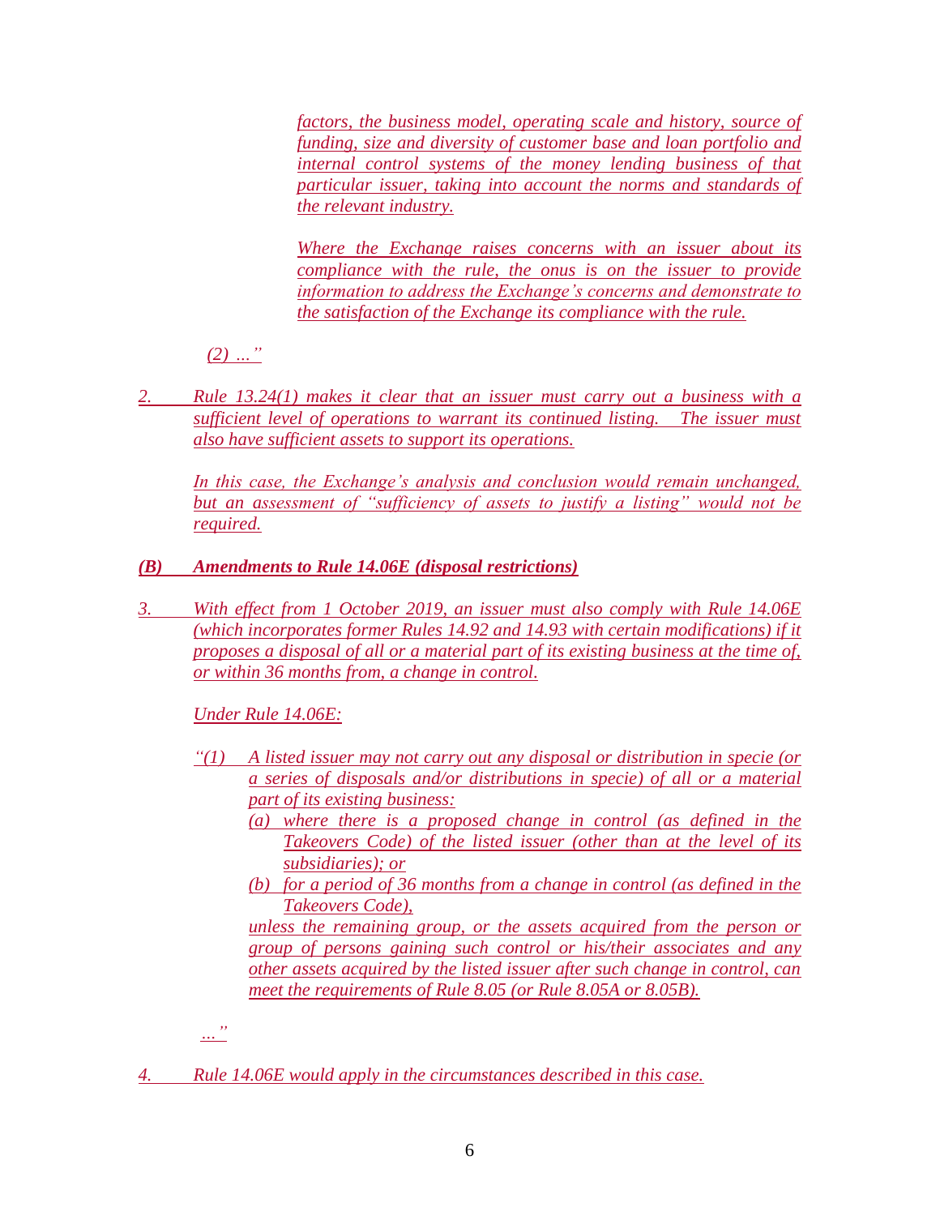*factors, the business model, operating scale and history, source of funding, size and diversity of customer base and loan portfolio and internal control systems of the money lending business of that particular issuer, taking into account the norms and standards of the relevant industry.*

*Where the Exchange raises concerns with an issuer about its compliance with the rule, the onus is on the issuer to provide information to address the Exchange's concerns and demonstrate to the satisfaction of the Exchange its compliance with the rule.*

*(2) ..."*

2. *Rule 13.24(1) makes it clear that an issuer must carry out a business with a sufficient level of operations to warrant its continued listing. The issuer must also have sufficient assets to support its operations.*

   *In this case, the Exchange's analysis and conclusion would remain unchanged, but an assessment of "sufficiency of assets to justify a listing" would not be required.*

***(B) Amendments to Rule 14.06E (disposal restrictions)***

3. *With effect from 1 October 2019, an issuer must also comply with Rule 14.06E (which incorporates former Rules 14.92 and 14.93 with certain modifications) if it proposes a disposal of all or a material part of its existing business at the time of, or within 36 months from, a change in control.*

   *Under Rule 14.06E:*

   *"(1) A listed issuer may not carry out any disposal or distribution in specie (or a series of disposals and/or distributions in specie) of all or a material part of its existing business:*
   - *(a) where there is a proposed change in control (as defined in the Takeovers Code) of the listed issuer (other than at the level of its subsidiaries); or*
   - *(b) for a period of 36 months from a change in control (as defined in the Takeovers Code),*

   *unless the remaining group, or the assets acquired from the person or group of persons gaining such control or his/their associates and any other assets acquired by the listed issuer after such change in control, can meet the requirements of Rule 8.05 (or Rule 8.05A or 8.05B).*

   *..."*

4. *Rule 14.06E would apply in the circumstances described in this case.*